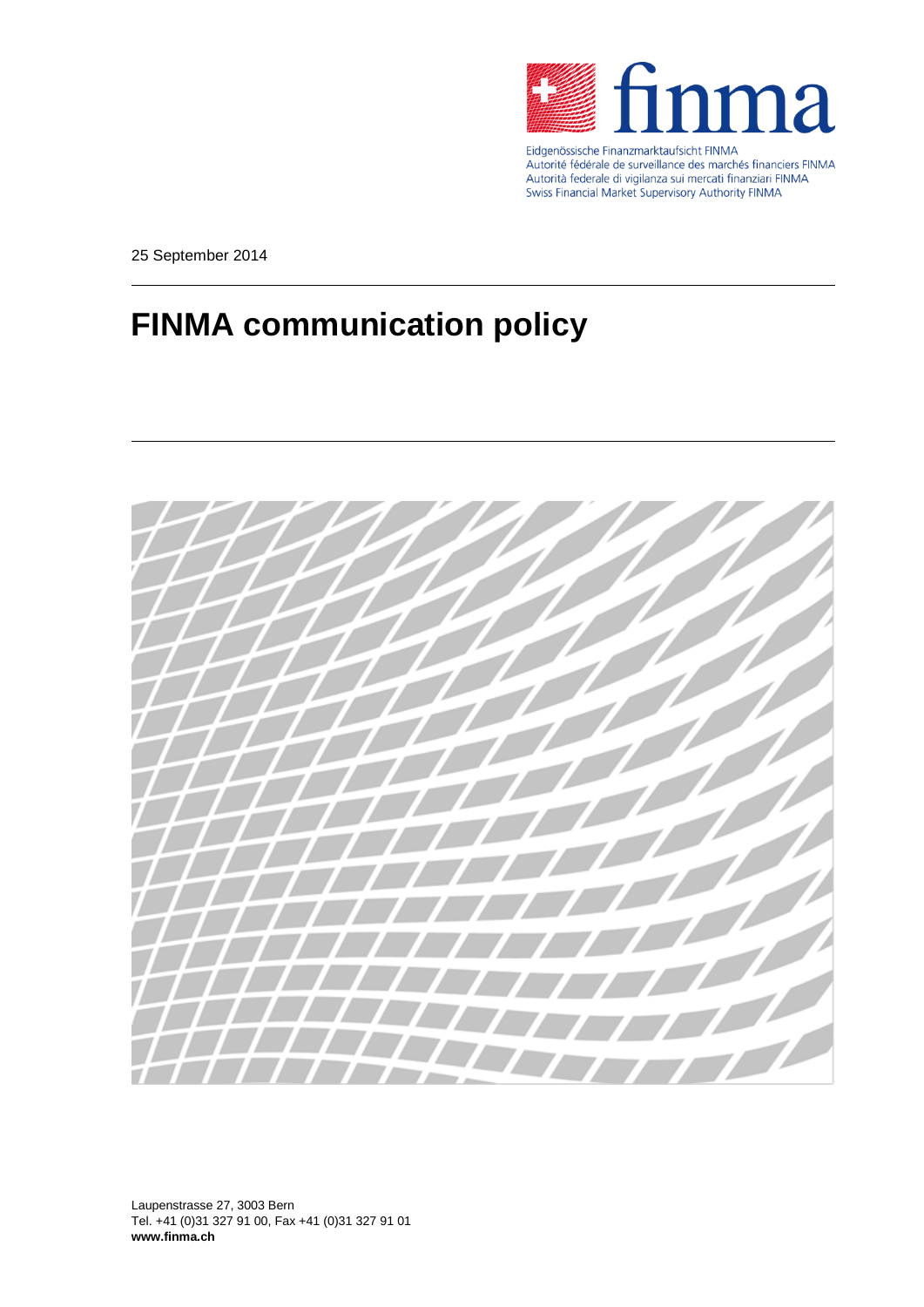Eidgenössische Finanzmarktaufsicht FINMA
Autorité fédérale de surveillance des marchés financiers FINMA
Autorità federale di vigilanza sui mercati finanziari FINMA
Swiss Financial Market Supervisory Authority FINMA

25 September 2014

# FINMA communication policy

Laupenstrasse 27, 3003 Bern
Tel. +41 (0)31 327 91 00, Fax +41 (0)31 327 91 01
**www.finma.ch**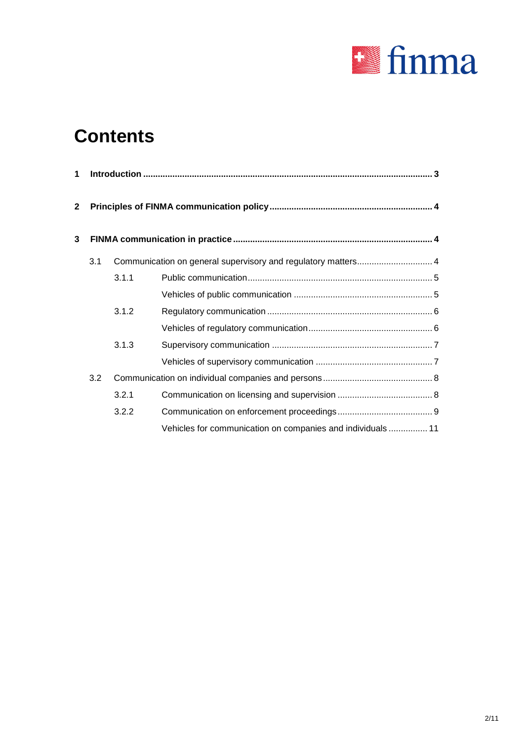# Contents

| | | | |
|---|---|---|---|
| **1** | **Introduction** | | **3** |
| **2** | **Principles of FINMA communication policy** | | **4** |
| **3** | **FINMA communication in practice** | | **4** |
| 3.1 | Communication on general supervisory and regulatory matters | | 4 |
| | 3.1.1 | Public communication | 5 |
| | | Vehicles of public communication | 5 |
| | 3.1.2 | Regulatory communication | 6 |
| | | Vehicles of regulatory communication | 6 |
| | 3.1.3 | Supervisory communication | 7 |
| | | Vehicles of supervisory communication | 7 |
| 3.2 | Communication on individual companies and persons | | 8 |
| | 3.2.1 | Communication on licensing and supervision | 8 |
| | 3.2.2 | Communication on enforcement proceedings | 9 |
| | | Vehicles for communication on companies and individuals | 11 |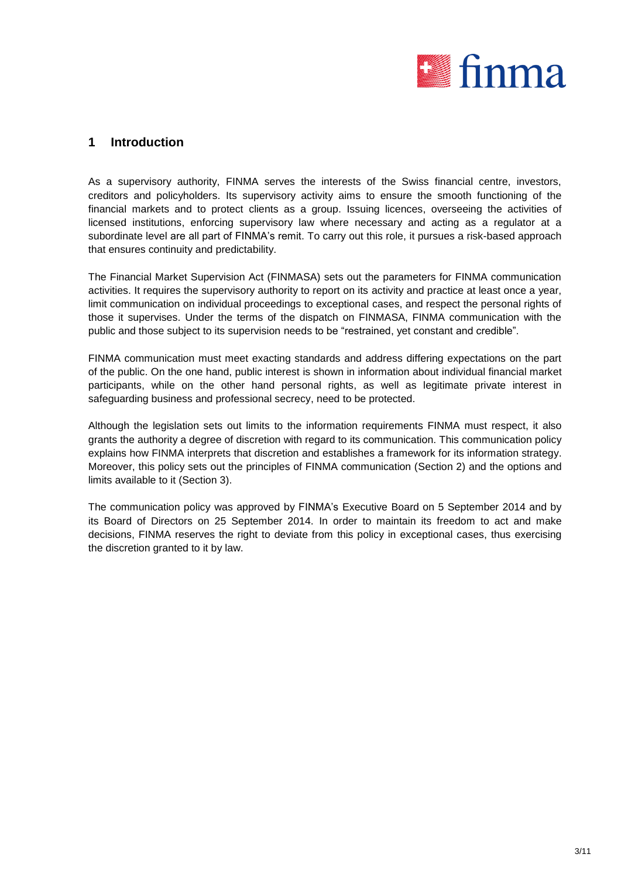# 1 Introduction

As a supervisory authority, FINMA serves the interests of the Swiss financial centre, investors, creditors and policyholders. Its supervisory activity aims to ensure the smooth functioning of the financial markets and to protect clients as a group. Issuing licences, overseeing the activities of licensed institutions, enforcing supervisory law where necessary and acting as a regulator at a subordinate level are all part of FINMA's remit. To carry out this role, it pursues a risk-based approach that ensures continuity and predictability.

The Financial Market Supervision Act (FINMASA) sets out the parameters for FINMA communication activities. It requires the supervisory authority to report on its activity and practice at least once a year, limit communication on individual proceedings to exceptional cases, and respect the personal rights of those it supervises. Under the terms of the dispatch on FINMASA, FINMA communication with the public and those subject to its supervision needs to be "restrained, yet constant and credible".

FINMA communication must meet exacting standards and address differing expectations on the part of the public. On the one hand, public interest is shown in information about individual financial market participants, while on the other hand personal rights, as well as legitimate private interest in safeguarding business and professional secrecy, need to be protected.

Although the legislation sets out limits to the information requirements FINMA must respect, it also grants the authority a degree of discretion with regard to its communication. This communication policy explains how FINMA interprets that discretion and establishes a framework for its information strategy. Moreover, this policy sets out the principles of FINMA communication (Section 2) and the options and limits available to it (Section 3).

The communication policy was approved by FINMA's Executive Board on 5 September 2014 and by its Board of Directors on 25 September 2014. In order to maintain its freedom to act and make decisions, FINMA reserves the right to deviate from this policy in exceptional cases, thus exercising the discretion granted to it by law.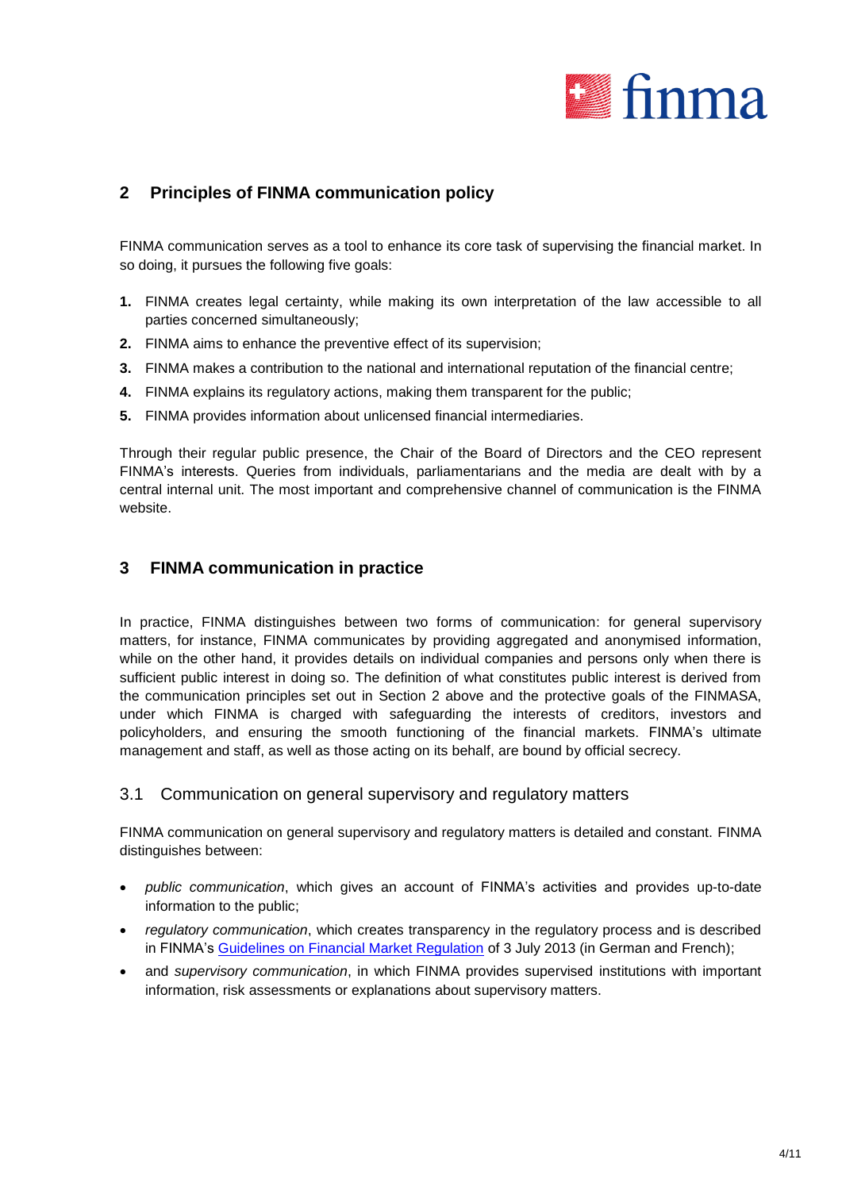## 2 Principles of FINMA communication policy

FINMA communication serves as a tool to enhance its core task of supervising the financial market. In so doing, it pursues the following five goals:

1. FINMA creates legal certainty, while making its own interpretation of the law accessible to all parties concerned simultaneously;
2. FINMA aims to enhance the preventive effect of its supervision;
3. FINMA makes a contribution to the national and international reputation of the financial centre;
4. FINMA explains its regulatory actions, making them transparent for the public;
5. FINMA provides information about unlicensed financial intermediaries.

Through their regular public presence, the Chair of the Board of Directors and the CEO represent FINMA's interests. Queries from individuals, parliamentarians and the media are dealt with by a central internal unit. The most important and comprehensive channel of communication is the FINMA website.

## 3 FINMA communication in practice

In practice, FINMA distinguishes between two forms of communication: for general supervisory matters, for instance, FINMA communicates by providing aggregated and anonymised information, while on the other hand, it provides details on individual companies and persons only when there is sufficient public interest in doing so. The definition of what constitutes public interest is derived from the communication principles set out in Section 2 above and the protective goals of the FINMASA, under which FINMA is charged with safeguarding the interests of creditors, investors and policyholders, and ensuring the smooth functioning of the financial markets. FINMA's ultimate management and staff, as well as those acting on its behalf, are bound by official secrecy.

### 3.1 Communication on general supervisory and regulatory matters

FINMA communication on general supervisory and regulatory matters is detailed and constant. FINMA distinguishes between:

- *public communication*, which gives an account of FINMA's activities and provides up-to-date information to the public;
- *regulatory communication*, which creates transparency in the regulatory process and is described in FINMA's Guidelines on Financial Market Regulation of 3 July 2013 (in German and French);
- and *supervisory communication*, in which FINMA provides supervised institutions with important information, risk assessments or explanations about supervisory matters.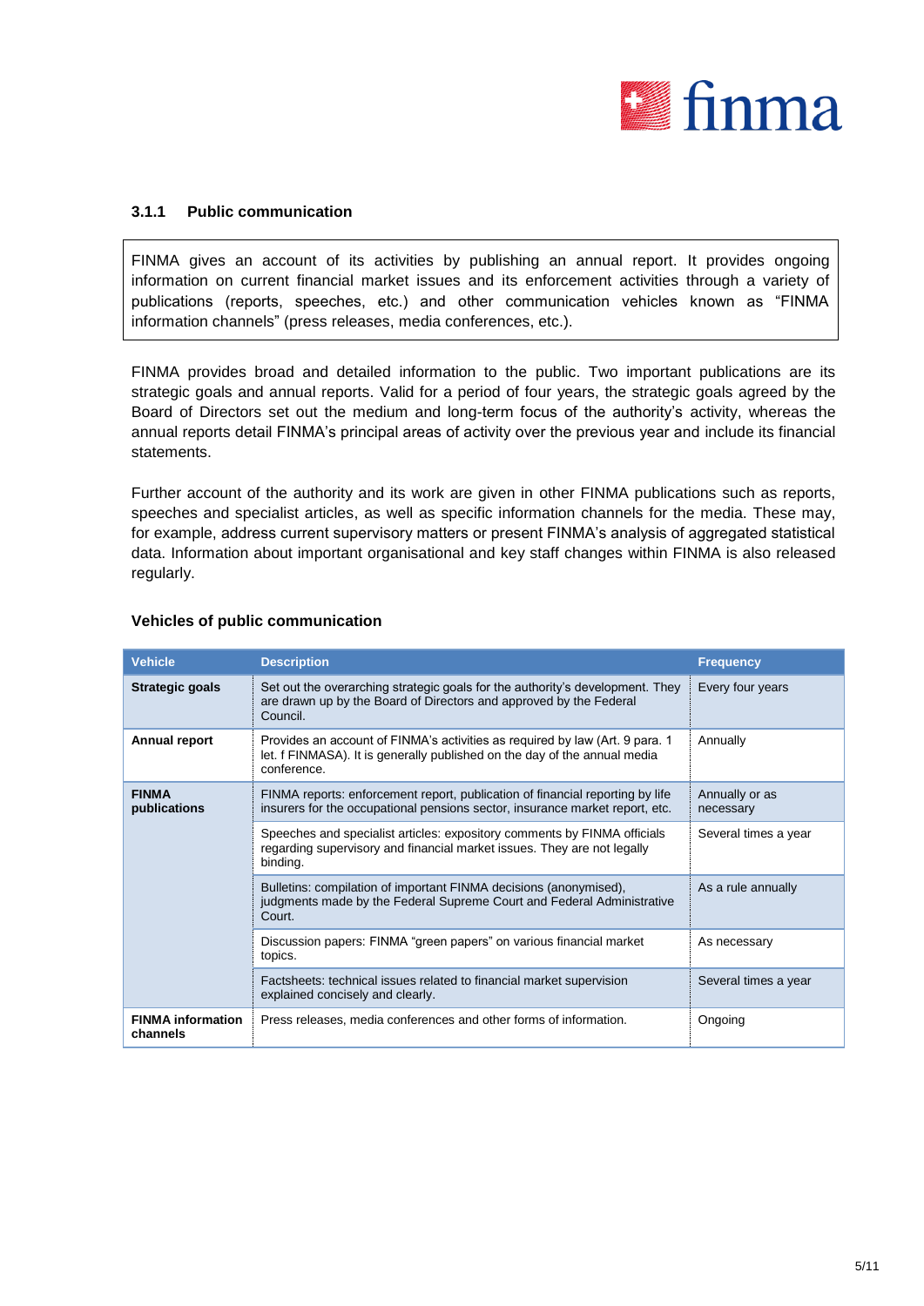### 3.1.1 Public communication

FINMA gives an account of its activities by publishing an annual report. It provides ongoing information on current financial market issues and its enforcement activities through a variety of publications (reports, speeches, etc.) and other communication vehicles known as "FINMA information channels" (press releases, media conferences, etc.).

FINMA provides broad and detailed information to the public. Two important publications are its strategic goals and annual reports. Valid for a period of four years, the strategic goals agreed by the Board of Directors set out the medium and long-term focus of the authority's activity, whereas the annual reports detail FINMA's principal areas of activity over the previous year and include its financial statements.

Further account of the authority and its work are given in other FINMA publications such as reports, speeches and specialist articles, as well as specific information channels for the media. These may, for example, address current supervisory matters or present FINMA's analysis of aggregated statistical data. Information about important organisational and key staff changes within FINMA is also released regularly.

**Vehicles of public communication**

| Vehicle | Description | Frequency |
|---|---|---|
| **Strategic goals** | Set out the overarching strategic goals for the authority's development. They are drawn up by the Board of Directors and approved by the Federal Council. | Every four years |
| **Annual report** | Provides an account of FINMA's activities as required by law (Art. 9 para. 1 let. f FINMASA). It is generally published on the day of the annual media conference. | Annually |
| **FINMA publications** | FINMA reports: enforcement report, publication of financial reporting by life insurers for the occupational pensions sector, insurance market report, etc. | Annually or as necessary |
| | Speeches and specialist articles: expository comments by FINMA officials regarding supervisory and financial market issues. They are not legally binding. | Several times a year |
| | Bulletins: compilation of important FINMA decisions (anonymised), judgments made by the Federal Supreme Court and Federal Administrative Court. | As a rule annually |
| | Discussion papers: FINMA "green papers" on various financial market topics. | As necessary |
| | Factsheets: technical issues related to financial market supervision explained concisely and clearly. | Several times a year |
| **FINMA information channels** | Press releases, media conferences and other forms of information. | Ongoing |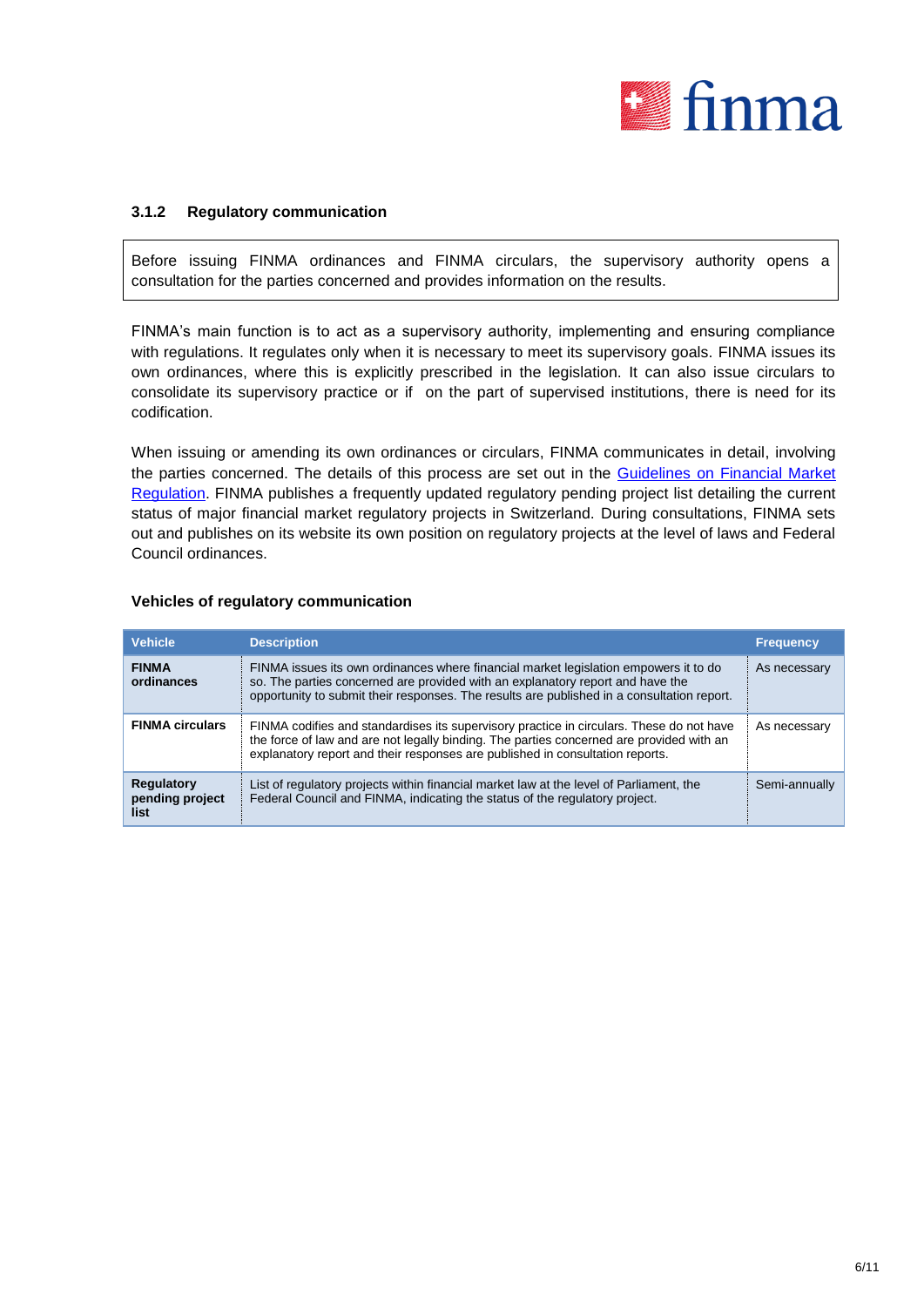### 3.1.2 Regulatory communication

Before issuing FINMA ordinances and FINMA circulars, the supervisory authority opens a consultation for the parties concerned and provides information on the results.

FINMA's main function is to act as a supervisory authority, implementing and ensuring compliance with regulations. It regulates only when it is necessary to meet its supervisory goals. FINMA issues its own ordinances, where this is explicitly prescribed in the legislation. It can also issue circulars to consolidate its supervisory practice or if on the part of supervised institutions, there is need for its codification.

When issuing or amending its own ordinances or circulars, FINMA communicates in detail, involving the parties concerned. The details of this process are set out in the Guidelines on Financial Market Regulation. FINMA publishes a frequently updated regulatory pending project list detailing the current status of major financial market regulatory projects in Switzerland. During consultations, FINMA sets out and publishes on its website its own position on regulatory projects at the level of laws and Federal Council ordinances.

**Vehicles of regulatory communication**

| Vehicle | Description | Frequency |
|---|---|---|
| **FINMA ordinances** | FINMA issues its own ordinances where financial market legislation empowers it to do so. The parties concerned are provided with an explanatory report and have the opportunity to submit their responses. The results are published in a consultation report. | As necessary |
| **FINMA circulars** | FINMA codifies and standardises its supervisory practice in circulars. These do not have the force of law and are not legally binding. The parties concerned are provided with an explanatory report and their responses are published in consultation reports. | As necessary |
| **Regulatory pending project list** | List of regulatory projects within financial market law at the level of Parliament, the Federal Council and FINMA, indicating the status of the regulatory project. | Semi-annually |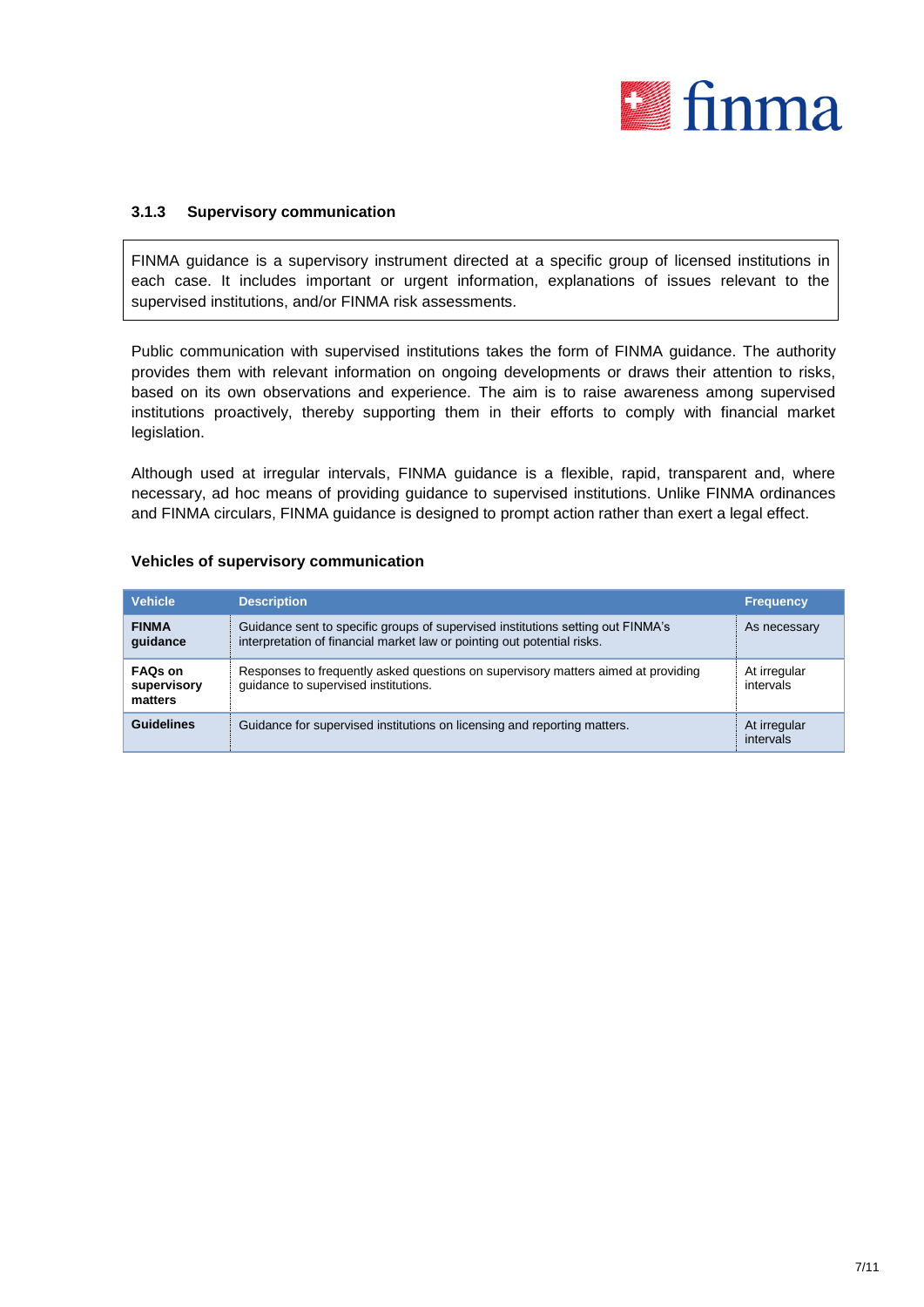### 3.1.3 Supervisory communication

FINMA guidance is a supervisory instrument directed at a specific group of licensed institutions in each case. It includes important or urgent information, explanations of issues relevant to the supervised institutions, and/or FINMA risk assessments.

Public communication with supervised institutions takes the form of FINMA guidance. The authority provides them with relevant information on ongoing developments or draws their attention to risks, based on its own observations and experience. The aim is to raise awareness among supervised institutions proactively, thereby supporting them in their efforts to comply with financial market legislation.

Although used at irregular intervals, FINMA guidance is a flexible, rapid, transparent and, where necessary, ad hoc means of providing guidance to supervised institutions. Unlike FINMA ordinances and FINMA circulars, FINMA guidance is designed to prompt action rather than exert a legal effect.

**Vehicles of supervisory communication**

| Vehicle | Description | Frequency |
|---|---|---|
| **FINMA guidance** | Guidance sent to specific groups of supervised institutions setting out FINMA's interpretation of financial market law or pointing out potential risks. | As necessary |
| **FAQs on supervisory matters** | Responses to frequently asked questions on supervisory matters aimed at providing guidance to supervised institutions. | At irregular intervals |
| **Guidelines** | Guidance for supervised institutions on licensing and reporting matters. | At irregular intervals |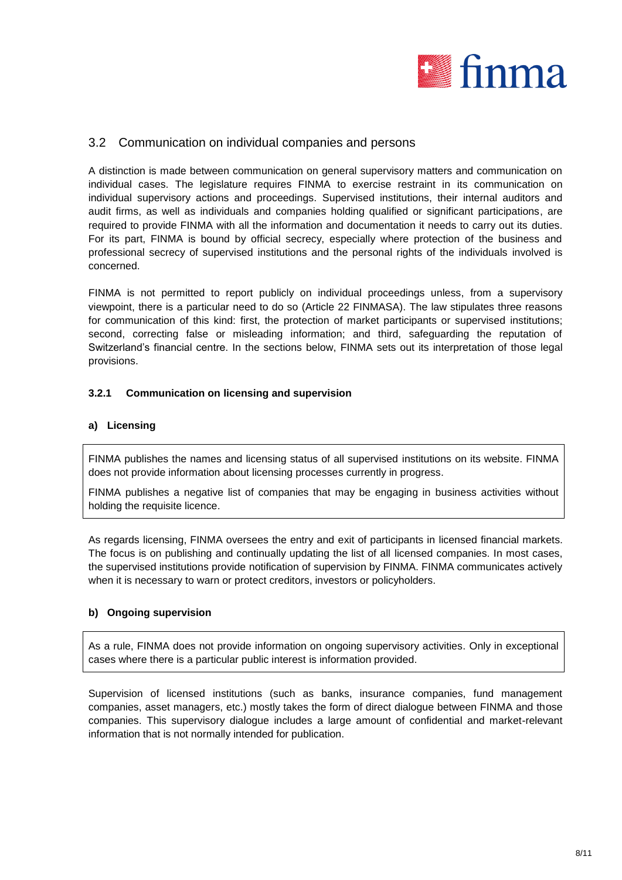## 3.2 Communication on individual companies and persons

A distinction is made between communication on general supervisory matters and communication on individual cases. The legislature requires FINMA to exercise restraint in its communication on individual supervisory actions and proceedings. Supervised institutions, their internal auditors and audit firms, as well as individuals and companies holding qualified or significant participations, are required to provide FINMA with all the information and documentation it needs to carry out its duties. For its part, FINMA is bound by official secrecy, especially where protection of the business and professional secrecy of supervised institutions and the personal rights of the individuals involved is concerned.

FINMA is not permitted to report publicly on individual proceedings unless, from a supervisory viewpoint, there is a particular need to do so (Article 22 FINMASA). The law stipulates three reasons for communication of this kind: first, the protection of market participants or supervised institutions; second, correcting false or misleading information; and third, safeguarding the reputation of Switzerland's financial centre. In the sections below, FINMA sets out its interpretation of those legal provisions.

### 3.2.1 Communication on licensing and supervision

#### a) Licensing

> FINMA publishes the names and licensing status of all supervised institutions on its website. FINMA does not provide information about licensing processes currently in progress.
>
> FINMA publishes a negative list of companies that may be engaging in business activities without holding the requisite licence.

As regards licensing, FINMA oversees the entry and exit of participants in licensed financial markets. The focus is on publishing and continually updating the list of all licensed companies. In most cases, the supervised institutions provide notification of supervision by FINMA. FINMA communicates actively when it is necessary to warn or protect creditors, investors or policyholders.

#### b) Ongoing supervision

> As a rule, FINMA does not provide information on ongoing supervisory activities. Only in exceptional cases where there is a particular public interest is information provided.

Supervision of licensed institutions (such as banks, insurance companies, fund management companies, asset managers, etc.) mostly takes the form of direct dialogue between FINMA and those companies. This supervisory dialogue includes a large amount of confidential and market-relevant information that is not normally intended for publication.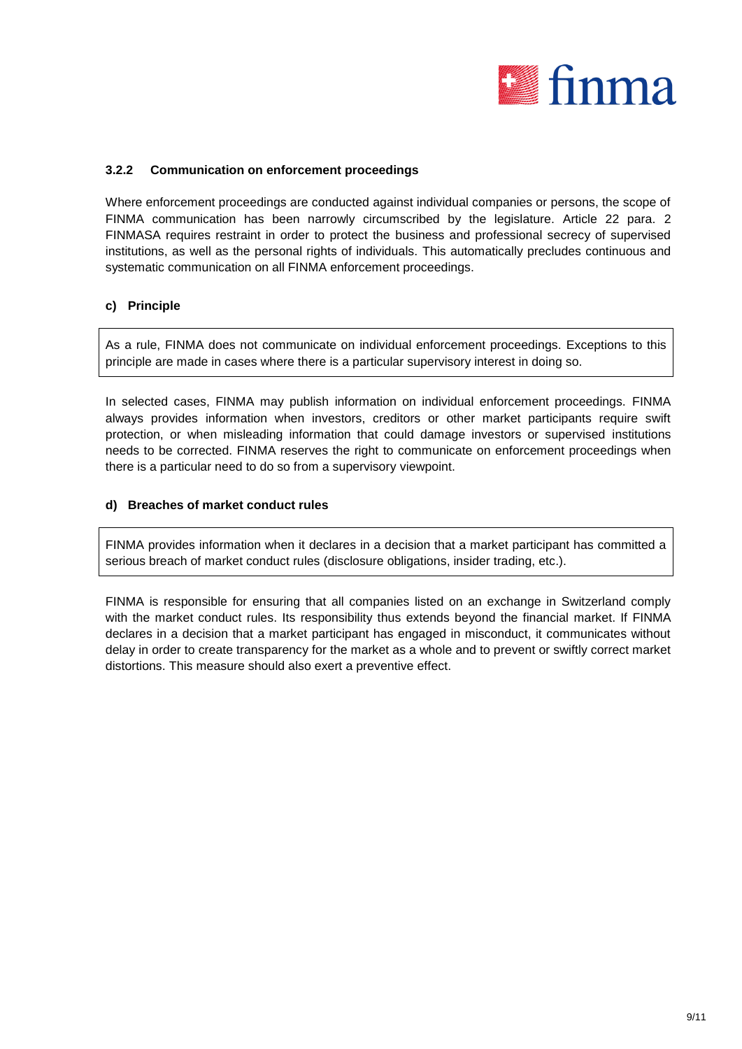### 3.2.2 Communication on enforcement proceedings

Where enforcement proceedings are conducted against individual companies or persons, the scope of FINMA communication has been narrowly circumscribed by the legislature. Article 22 para. 2 FINMASA requires restraint in order to protect the business and professional secrecy of supervised institutions, as well as the personal rights of individuals. This automatically precludes continuous and systematic communication on all FINMA enforcement proceedings.

#### c) Principle

> As a rule, FINMA does not communicate on individual enforcement proceedings. Exceptions to this principle are made in cases where there is a particular supervisory interest in doing so.

In selected cases, FINMA may publish information on individual enforcement proceedings. FINMA always provides information when investors, creditors or other market participants require swift protection, or when misleading information that could damage investors or supervised institutions needs to be corrected. FINMA reserves the right to communicate on enforcement proceedings when there is a particular need to do so from a supervisory viewpoint.

#### d) Breaches of market conduct rules

> FINMA provides information when it declares in a decision that a market participant has committed a serious breach of market conduct rules (disclosure obligations, insider trading, etc.).

FINMA is responsible for ensuring that all companies listed on an exchange in Switzerland comply with the market conduct rules. Its responsibility thus extends beyond the financial market. If FINMA declares in a decision that a market participant has engaged in misconduct, it communicates without delay in order to create transparency for the market as a whole and to prevent or swiftly correct market distortions. This measure should also exert a preventive effect.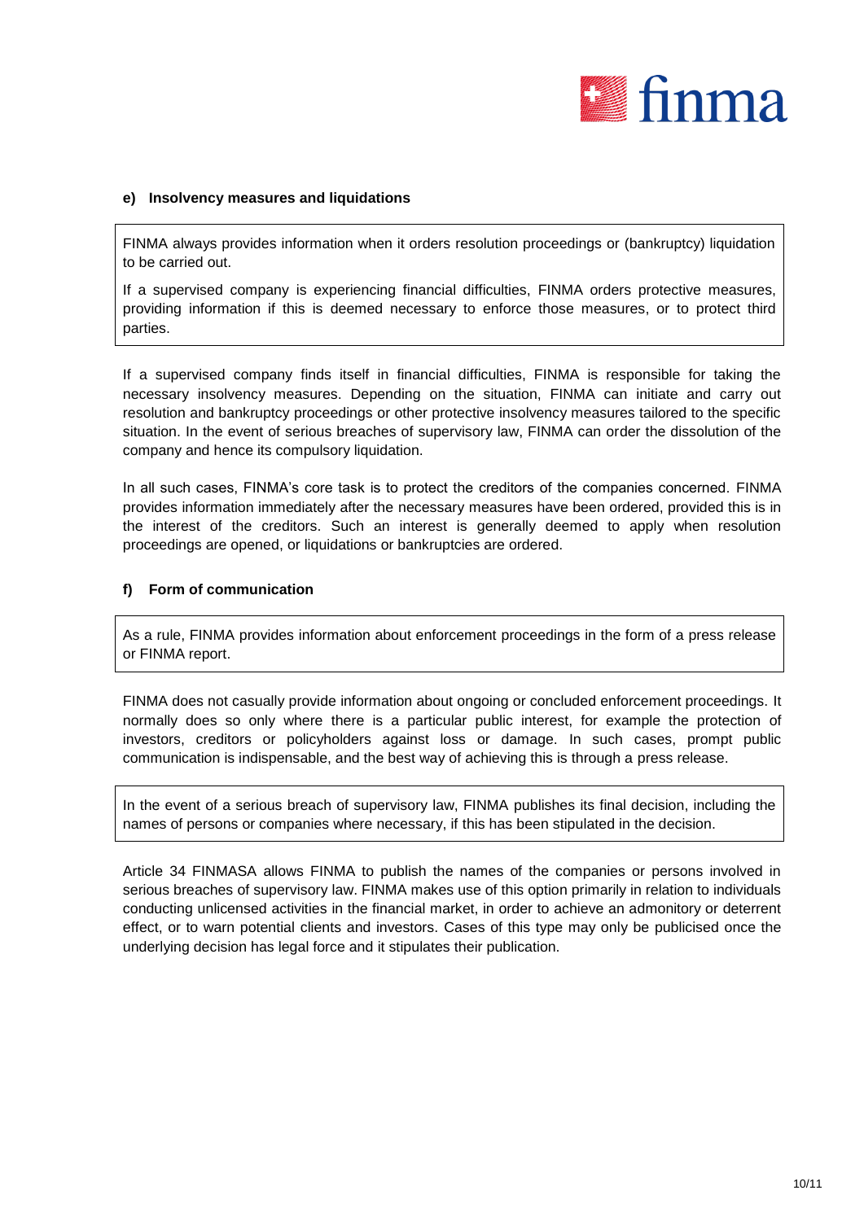#### e) Insolvency measures and liquidations

FINMA always provides information when it orders resolution proceedings or (bankruptcy) liquidation to be carried out.

If a supervised company is experiencing financial difficulties, FINMA orders protective measures, providing information if this is deemed necessary to enforce those measures, or to protect third parties.

If a supervised company finds itself in financial difficulties, FINMA is responsible for taking the necessary insolvency measures. Depending on the situation, FINMA can initiate and carry out resolution and bankruptcy proceedings or other protective insolvency measures tailored to the specific situation. In the event of serious breaches of supervisory law, FINMA can order the dissolution of the company and hence its compulsory liquidation.

In all such cases, FINMA's core task is to protect the creditors of the companies concerned. FINMA provides information immediately after the necessary measures have been ordered, provided this is in the interest of the creditors. Such an interest is generally deemed to apply when resolution proceedings are opened, or liquidations or bankruptcies are ordered.

#### f) Form of communication

As a rule, FINMA provides information about enforcement proceedings in the form of a press release or FINMA report.

FINMA does not casually provide information about ongoing or concluded enforcement proceedings. It normally does so only where there is a particular public interest, for example the protection of investors, creditors or policyholders against loss or damage. In such cases, prompt public communication is indispensable, and the best way of achieving this is through a press release.

In the event of a serious breach of supervisory law, FINMA publishes its final decision, including the names of persons or companies where necessary, if this has been stipulated in the decision.

Article 34 FINMASA allows FINMA to publish the names of the companies or persons involved in serious breaches of supervisory law. FINMA makes use of this option primarily in relation to individuals conducting unlicensed activities in the financial market, in order to achieve an admonitory or deterrent effect, or to warn potential clients and investors. Cases of this type may only be publicised once the underlying decision has legal force and it stipulates their publication.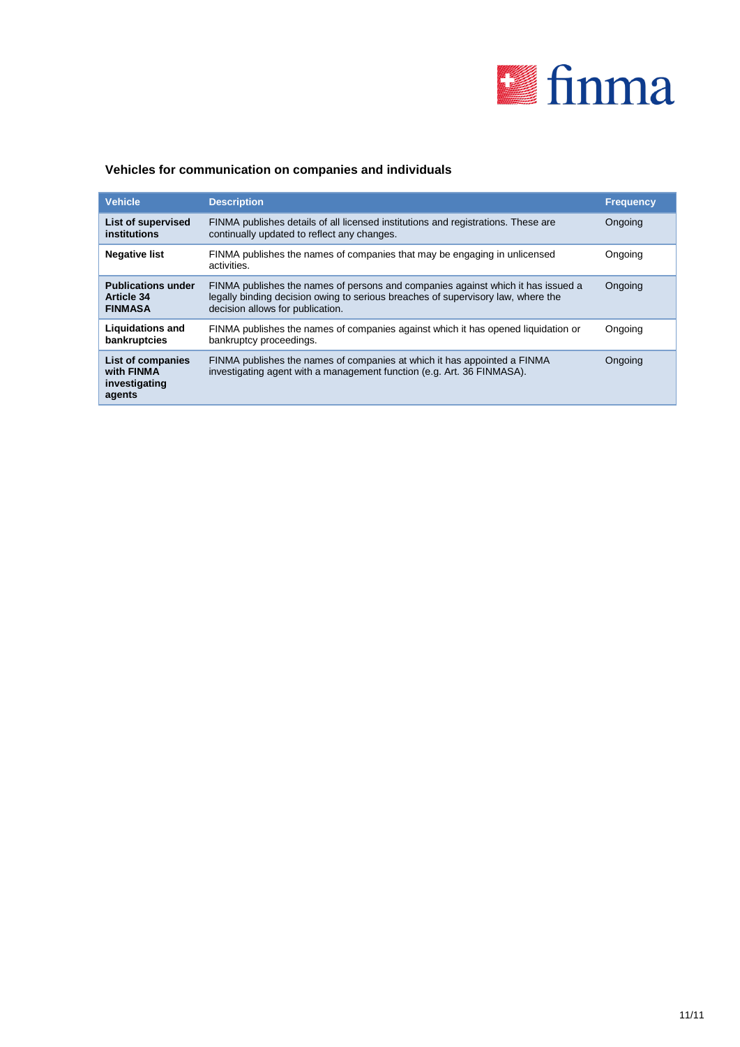### Vehicles for communication on companies and individuals

| Vehicle | Description | Frequency |
|---|---|---|
| **List of supervised institutions** | FINMA publishes details of all licensed institutions and registrations. These are continually updated to reflect any changes. | Ongoing |
| **Negative list** | FINMA publishes the names of companies that may be engaging in unlicensed activities. | Ongoing |
| **Publications under Article 34 FINMASA** | FINMA publishes the names of persons and companies against which it has issued a legally binding decision owing to serious breaches of supervisory law, where the decision allows for publication. | Ongoing |
| **Liquidations and bankruptcies** | FINMA publishes the names of companies against which it has opened liquidation or bankruptcy proceedings. | Ongoing |
| **List of companies with FINMA investigating agents** | FINMA publishes the names of companies at which it has appointed a FINMA investigating agent with a management function (e.g. Art. 36 FINMASA). | Ongoing |